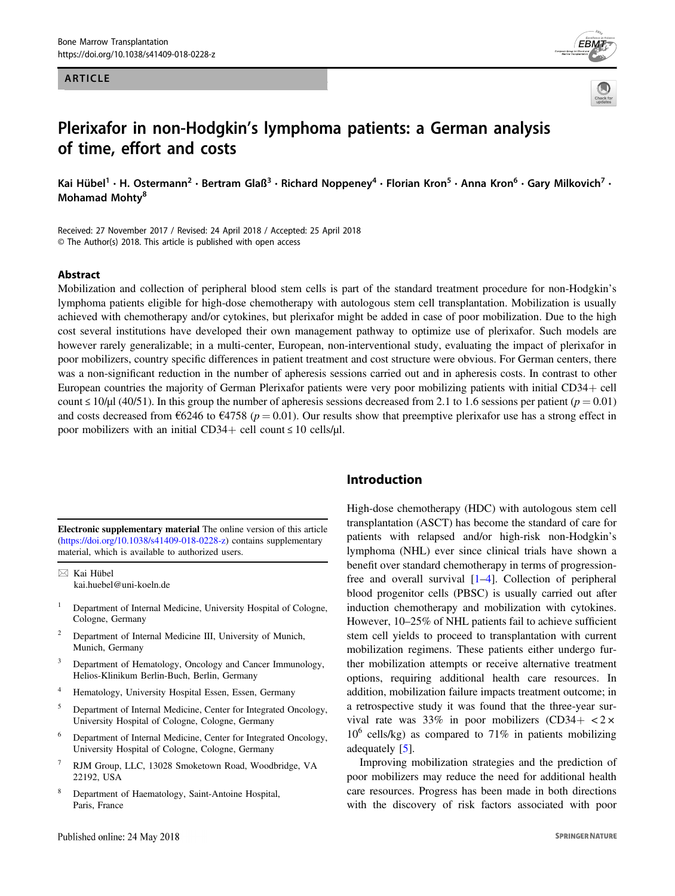ARTICLE

# Plerixafor in non-Hodgkin's lymphoma patients: a German analysis of time, effort and costs

Kai Hübel[1] · H. Ostermann[2] · Bertram Glaß[3] · Richard Noppeney[4] · Florian Kron[5] · Anna Kron[6] · Gary Milkovich[7] · Mohamad Mohty[8]

Received: 27 November 2017 / Revised: 24 April 2018 / Accepted: 25 April 2018
© The Author(s) 2018. This article is published with open access

## Abstract

Mobilization and collection of peripheral blood stem cells is part of the standard treatment procedure for non-Hodgkin's lymphoma patients eligible for high-dose chemotherapy with autologous stem cell transplantation. Mobilization is usually achieved with chemotherapy and/or cytokines, but plerixafor might be added in case of poor mobilization. Due to the high cost several institutions have developed their own management pathway to optimize use of plerixafor. Such models are however rarely generalizable; in a multi-center, European, non-interventional study, evaluating the impact of plerixafor in poor mobilizers, country specific differences in patient treatment and cost structure were obvious. For German centers, there was a non-significant reduction in the number of apheresis sessions carried out and in apheresis costs. In contrast to other European countries the majority of German Plerixafor patients were very poor mobilizing patients with initial CD34+ cell count ≤ 10/µl (40/51). In this group the number of apheresis sessions decreased from 2.1 to 1.6 sessions per patient ($p = 0.01$) and costs decreased from €6246 to €4758 ($p = 0.01$). Our results show that preemptive plerixafor use has a strong effect in poor mobilizers with an initial CD34+ cell count ≤ 10 cells/µl.

**Electronic supplementary material** The online version of this article (https://doi.org/10.1038/s41409-018-0228-z) contains supplementary material, which is available to authorized users.

✉ Kai Hübel
kai.huebel@uni-koeln.de

1. Department of Internal Medicine, University Hospital of Cologne, Cologne, Germany
2. Department of Internal Medicine III, University of Munich, Munich, Germany
3. Department of Hematology, Oncology and Cancer Immunology, Helios-Klinikum Berlin-Buch, Berlin, Germany
4. Hematology, University Hospital Essen, Essen, Germany
5. Department of Internal Medicine, Center for Integrated Oncology, University Hospital of Cologne, Cologne, Germany
6. Department of Internal Medicine, Center for Integrated Oncology, University Hospital of Cologne, Cologne, Germany
7. RJM Group, LLC, 13028 Smoketown Road, Woodbridge, VA 22192, USA
8. Department of Haematology, Saint-Antoine Hospital, Paris, France

## Introduction

High-dose chemotherapy (HDC) with autologous stem cell transplantation (ASCT) has become the standard of care for patients with relapsed and/or high-risk non-Hodgkin's lymphoma (NHL) ever since clinical trials have shown a benefit over standard chemotherapy in terms of progression-free and overall survival [1–4]. Collection of peripheral blood progenitor cells (PBSC) is usually carried out after induction chemotherapy and mobilization with cytokines. However, 10–25% of NHL patients fail to achieve sufficient stem cell yields to proceed to transplantation with current mobilization regimens. These patients either undergo further mobilization attempts or receive alternative treatment options, requiring additional health care resources. In addition, mobilization failure impacts treatment outcome; in a retrospective study it was found that the three-year survival rate was 33% in poor mobilizers (CD34+ $< 2 \times 10^6$ cells/kg) as compared to 71% in patients mobilizing adequately [5].

Improving mobilization strategies and the prediction of poor mobilizers may reduce the need for additional health care resources. Progress has been made in both directions with the discovery of risk factors associated with poor

Published online: 24 May 2018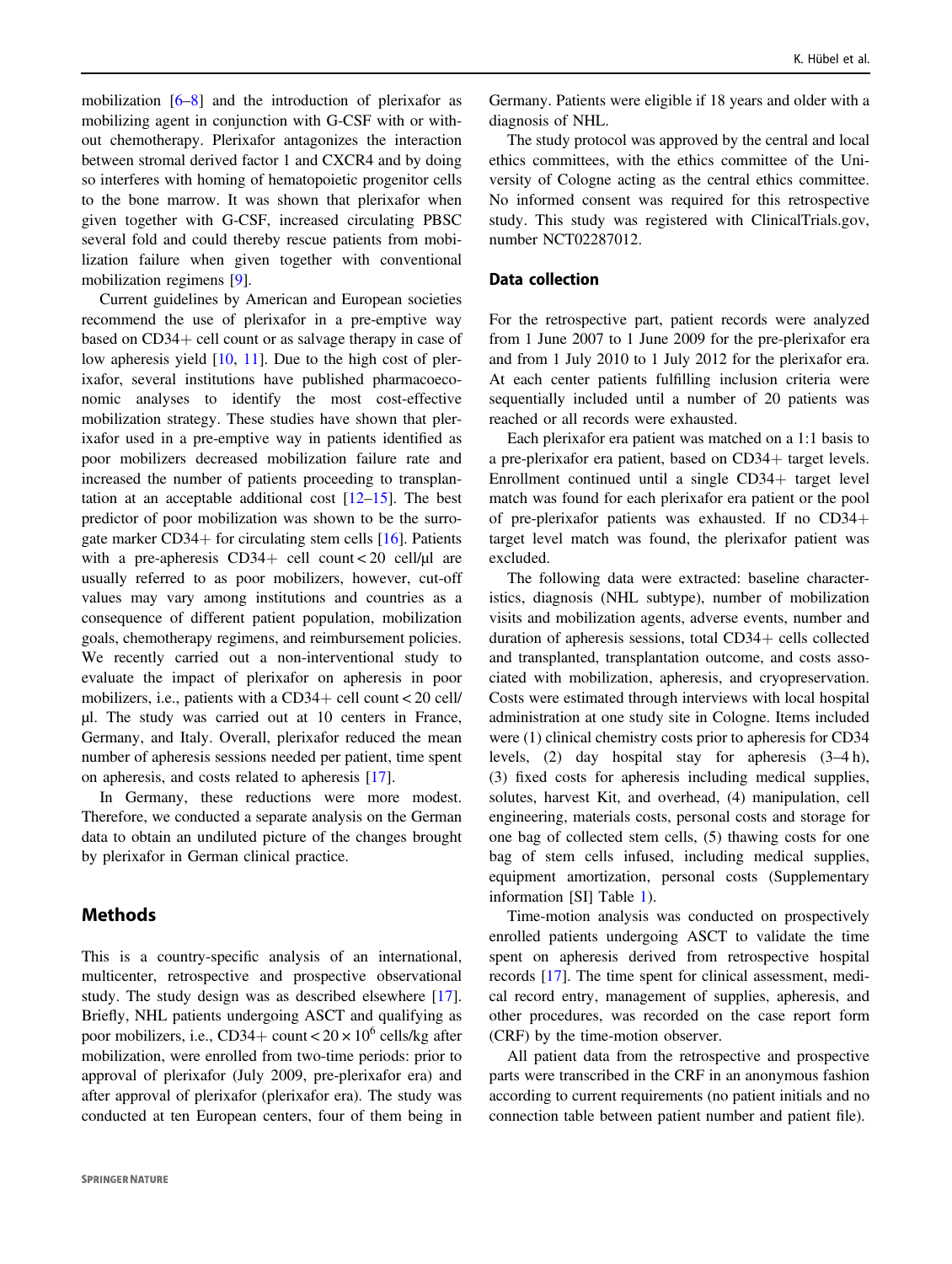mobilization [6–8] and the introduction of plerixafor as mobilizing agent in conjunction with G-CSF with or without chemotherapy. Plerixafor antagonizes the interaction between stromal derived factor 1 and CXCR4 and by doing so interferes with homing of hematopoietic progenitor cells to the bone marrow. It was shown that plerixafor when given together with G-CSF, increased circulating PBSC several fold and could thereby rescue patients from mobilization failure when given together with conventional mobilization regimens [9].

Current guidelines by American and European societies recommend the use of plerixafor in a pre-emptive way based on CD34+ cell count or as salvage therapy in case of low apheresis yield [10, 11]. Due to the high cost of plerixafor, several institutions have published pharmacoeconomic analyses to identify the most cost-effective mobilization strategy. These studies have shown that plerixafor used in a pre-emptive way in patients identified as poor mobilizers decreased mobilization failure rate and increased the number of patients proceeding to transplantation at an acceptable additional cost [12–15]. The best predictor of poor mobilization was shown to be the surrogate marker CD34+ for circulating stem cells [16]. Patients with a pre-apheresis CD34+ cell count < 20 cell/µl are usually referred to as poor mobilizers, however, cut-off values may vary among institutions and countries as a consequence of different patient population, mobilization goals, chemotherapy regimens, and reimbursement policies. We recently carried out a non-interventional study to evaluate the impact of plerixafor on apheresis in poor mobilizers, i.e., patients with a CD34+ cell count < 20 cell/µl. The study was carried out at 10 centers in France, Germany, and Italy. Overall, plerixafor reduced the mean number of apheresis sessions needed per patient, time spent on apheresis, and costs related to apheresis [17].

In Germany, these reductions were more modest. Therefore, we conducted a separate analysis on the German data to obtain an undiluted picture of the changes brought by plerixafor in German clinical practice.

## Methods

This is a country-specific analysis of an international, multicenter, retrospective and prospective observational study. The study design was as described elsewhere [17]. Briefly, NHL patients undergoing ASCT and qualifying as poor mobilizers, i.e., CD34+ count < $20 \times 10^6$ cells/kg after mobilization, were enrolled from two-time periods: prior to approval of plerixafor (July 2009, pre-plerixafor era) and after approval of plerixafor (plerixafor era). The study was conducted at ten European centers, four of them being in Germany. Patients were eligible if 18 years and older with a diagnosis of NHL.

The study protocol was approved by the central and local ethics committees, with the ethics committee of the University of Cologne acting as the central ethics committee. No informed consent was required for this retrospective study. This study was registered with ClinicalTrials.gov, number NCT02287012.

### Data collection

For the retrospective part, patient records were analyzed from 1 June 2007 to 1 June 2009 for the pre-plerixafor era and from 1 July 2010 to 1 July 2012 for the plerixafor era. At each center patients fulfilling inclusion criteria were sequentially included until a number of 20 patients was reached or all records were exhausted.

Each plerixafor era patient was matched on a 1:1 basis to a pre-plerixafor era patient, based on CD34+ target levels. Enrollment continued until a single CD34+ target level match was found for each plerixafor era patient or the pool of pre-plerixafor patients was exhausted. If no CD34+ target level match was found, the plerixafor patient was excluded.

The following data were extracted: baseline characteristics, diagnosis (NHL subtype), number of mobilization visits and mobilization agents, adverse events, number and duration of apheresis sessions, total CD34+ cells collected and transplanted, transplantation outcome, and costs associated with mobilization, apheresis, and cryopreservation. Costs were estimated through interviews with local hospital administration at one study site in Cologne. Items included were (1) clinical chemistry costs prior to apheresis for CD34 levels, (2) day hospital stay for apheresis (3–4 h), (3) fixed costs for apheresis including medical supplies, solutes, harvest Kit, and overhead, (4) manipulation, cell engineering, materials costs, personal costs and storage for one bag of collected stem cells, (5) thawing costs for one bag of stem cells infused, including medical supplies, equipment amortization, personal costs (Supplementary information [SI] Table 1).

Time-motion analysis was conducted on prospectively enrolled patients undergoing ASCT to validate the time spent on apheresis derived from retrospective hospital records [17]. The time spent for clinical assessment, medical record entry, management of supplies, apheresis, and other procedures, was recorded on the case report form (CRF) by the time-motion observer.

All patient data from the retrospective and prospective parts were transcribed in the CRF in an anonymous fashion according to current requirements (no patient initials and no connection table between patient number and patient file).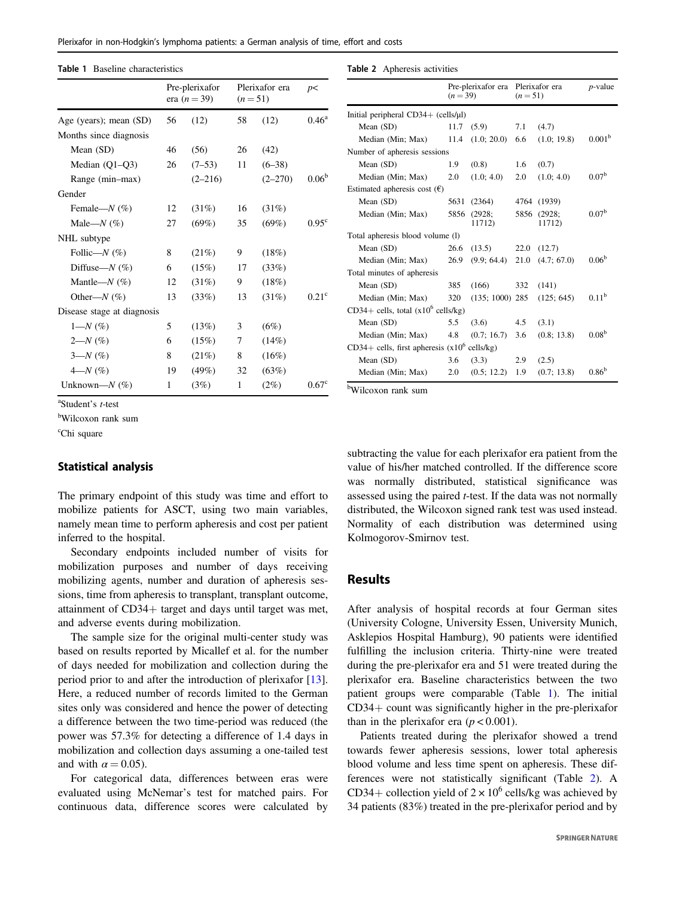**Table 1** Baseline characteristics

| | Pre-plerixafor era ($n = 39$) | | Plerixafor era ($n = 51$) | | $p<$ |
|---|---|---|---|---|---|
| Age (years); mean (SD) | 56 | (12) | 58 | (12) | 0.46[a] |
| Months since diagnosis | | | | | |
| Mean (SD) | 46 | (56) | 26 | (42) | |
| Median (Q1–Q3) | 26 | (7–53) | 11 | (6–38) | |
| Range (min–max) | | (2–216) | | (2–270) | 0.06[b] |
| Gender | | | | | |
| Female—*N* (%) | 12 | (31%) | 16 | (31%) | |
| Male—*N* (%) | 27 | (69%) | 35 | (69%) | 0.95[c] |
| NHL subtype | | | | | |
| Follic—*N* (%) | 8 | (21%) | 9 | (18%) | |
| Diffuse—*N* (%) | 6 | (15%) | 17 | (33%) | |
| Mantle—*N* (%) | 12 | (31%) | 9 | (18%) | |
| Other—*N* (%) | 13 | (33%) | 13 | (31%) | 0.21[c] |
| Disease stage at diagnosis | | | | | |
| 1—*N* (%) | 5 | (13%) | 3 | (6%) | |
| 2—*N* (%) | 6 | (15%) | 7 | (14%) | |
| 3—*N* (%) | 8 | (21%) | 8 | (16%) | |
| 4—*N* (%) | 19 | (49%) | 32 | (63%) | |
| Unknown—*N* (%) | 1 | (3%) | 1 | (2%) | 0.67[c] |

[a]Student's *t*-test

[b]Wilcoxon rank sum

[c]Chi square

**Table 2** Apheresis activities

| | Pre-plerixafor era ($n = 39$) | | Plerixafor era ($n = 51$) | | *p*-value |
|---|---|---|---|---|---|
| Initial peripheral CD34+ (cells/μl) | | | | | |
| Mean (SD) | 11.7 | (5.9) | 7.1 | (4.7) | |
| Median (Min; Max) | 11.4 | (1.0; 20.0) | 6.6 | (1.0; 19.8) | 0.001[b] |
| Number of apheresis sessions | | | | | |
| Mean (SD) | 1.9 | (0.8) | 1.6 | (0.7) | |
| Median (Min; Max) | 2.0 | (1.0; 4.0) | 2.0 | (1.0; 4.0) | 0.07[b] |
| Estimated apheresis cost (€) | | | | | |
| Mean (SD) | 5631 | (2364) | 4764 | (1939) | |
| Median (Min; Max) | 5856 | (2928; 11712) | 5856 | (2928; 11712) | 0.07[b] |
| Total apheresis blood volume (l) | | | | | |
| Mean (SD) | 26.6 | (13.5) | 22.0 | (12.7) | |
| Median (Min; Max) | 26.9 | (9.9; 64.4) | 21.0 | (4.7; 67.0) | 0.06[b] |
| Total minutes of apheresis | | | | | |
| Mean (SD) | 385 | (166) | 332 | (141) | |
| Median (Min; Max) | 320 | (135; 1000) | 285 | (125; 645) | 0.11[b] |
| CD34+ cells, total ($\times 10^6$ cells/kg) | | | | | |
| Mean (SD) | 5.5 | (3.6) | 4.5 | (3.1) | |
| Median (Min; Max) | 4.8 | (0.7; 16.7) | 3.6 | (0.8; 13.8) | 0.08[b] |
| CD34+ cells, first apheresis ($\times 10^6$ cells/kg) | | | | | |
| Mean (SD) | 3.6 | (3.3) | 2.9 | (2.5) | |
| Median (Min; Max) | 2.0 | (0.5; 12.2) | 1.9 | (0.7; 13.8) | 0.86[b] |

[b]Wilcoxon rank sum

## Statistical analysis

The primary endpoint of this study was time and effort to mobilize patients for ASCT, using two main variables, namely mean time to perform apheresis and cost per patient inferred to the hospital.

Secondary endpoints included number of visits for mobilization purposes and number of days receiving mobilizing agents, number and duration of apheresis sessions, time from apheresis to transplant, transplant outcome, attainment of CD34+ target and days until target was met, and adverse events during mobilization.

The sample size for the original multi-center study was based on results reported by Micallef et al. for the number of days needed for mobilization and collection during the period prior to and after the introduction of plerixafor [13]. Here, a reduced number of records limited to the German sites only was considered and hence the power of detecting a difference between the two time-period was reduced (the power was 57.3% for detecting a difference of 1.4 days in mobilization and collection days assuming a one-tailed test and with $\alpha = 0.05$).

For categorical data, differences between eras were evaluated using McNemar's test for matched pairs. For continuous data, difference scores were calculated by subtracting the value for each plerixafor era patient from the value of his/her matched controlled. If the difference score was normally distributed, statistical significance was assessed using the paired *t*-test. If the data was not normally distributed, the Wilcoxon signed rank test was used instead. Normality of each distribution was determined using Kolmogorov-Smirnov test.

## Results

After analysis of hospital records at four German sites (University Cologne, University Essen, University Munich, Asklepios Hospital Hamburg), 90 patients were identified fulfilling the inclusion criteria. Thirty-nine were treated during the pre-plerixafor era and 51 were treated during the plerixafor era. Baseline characteristics between the two patient groups were comparable (Table 1). The initial CD34+ count was significantly higher in the pre-plerixafor than in the plerixafor era ($p < 0.001$).

Patients treated during the plerixafor showed a trend towards fewer apheresis sessions, lower total apheresis blood volume and less time spent on apheresis. These differences were not statistically significant (Table 2). A CD34+ collection yield of $2 \times 10^6$ cells/kg was achieved by 34 patients (83%) treated in the pre-plerixafor period and by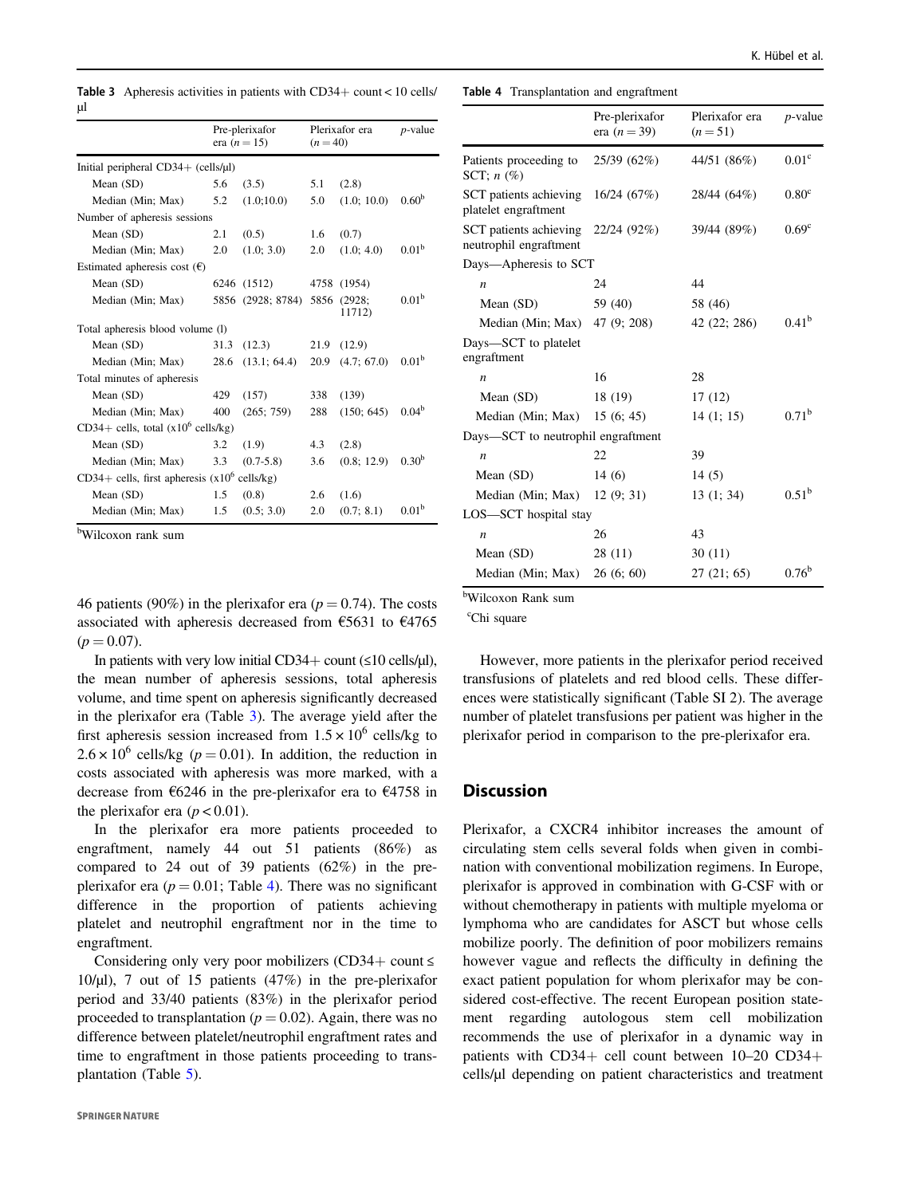**Table 3** Apheresis activities in patients with CD34+ count < 10 cells/μl

| | Pre-plerixafor era ($n = 15$) | | Plerixafor era ($n = 40$) | | *p*-value |
|---|---|---|---|---|---|
| Initial peripheral CD34+ (cells/μl) | | | | | |
| Mean (SD) | 5.6 | (3.5) | 5.1 | (2.8) | |
| Median (Min; Max) | 5.2 | (1.0;10.0) | 5.0 | (1.0; 10.0) | 0.60[b] |
| Number of apheresis sessions | | | | | |
| Mean (SD) | 2.1 | (0.5) | 1.6 | (0.7) | |
| Median (Min; Max) | 2.0 | (1.0; 3.0) | 2.0 | (1.0; 4.0) | 0.01[b] |
| Estimated apheresis cost (€) | | | | | |
| Mean (SD) | 6246 | (1512) | 4758 | (1954) | |
| Median (Min; Max) | 5856 | (2928; 8784) | 5856 | (2928; 11712) | 0.01[b] |
| Total apheresis blood volume (l) | | | | | |
| Mean (SD) | 31.3 | (12.3) | 21.9 | (12.9) | |
| Median (Min; Max) | 28.6 | (13.1; 64.4) | 20.9 | (4.7; 67.0) | 0.01[b] |
| Total minutes of apheresis | | | | | |
| Mean (SD) | 429 | (157) | 338 | (139) | |
| Median (Min; Max) | 400 | (265; 759) | 288 | (150; 645) | 0.04[b] |
| CD34+ cells, total ($x10^6$ cells/kg) | | | | | |
| Mean (SD) | 3.2 | (1.9) | 4.3 | (2.8) | |
| Median (Min; Max) | 3.3 | (0.7-5.8) | 3.6 | (0.8; 12.9) | 0.30[b] |
| CD34+ cells, first apheresis ($x10^6$ cells/kg) | | | | | |
| Mean (SD) | 1.5 | (0.8) | 2.6 | (1.6) | |
| Median (Min; Max) | 1.5 | (0.5; 3.0) | 2.0 | (0.7; 8.1) | 0.01[b] |

[b]Wilcoxon rank sum

46 patients (90%) in the plerixafor era ($p = 0.74$). The costs associated with apheresis decreased from €5631 to €4765 ($p = 0.07$).

In patients with very low initial CD34+ count (≤10 cells/μl), the mean number of apheresis sessions, total apheresis volume, and time spent on apheresis significantly decreased in the plerixafor era (Table 3). The average yield after the first apheresis session increased from $1.5 \times 10^6$ cells/kg to $2.6 \times 10^6$ cells/kg ($p = 0.01$). In addition, the reduction in costs associated with apheresis was more marked, with a decrease from €6246 in the pre-plerixafor era to €4758 in the plerixafor era ($p < 0.01$).

In the plerixafor era more patients proceeded to engraftment, namely 44 out 51 patients (86%) as compared to 24 out of 39 patients (62%) in the pre-plerixafor era ($p = 0.01$; Table 4). There was no significant difference in the proportion of patients achieving platelet and neutrophil engraftment nor in the time to engraftment.

Considering only very poor mobilizers (CD34+ count ≤ 10/μl), 7 out of 15 patients (47%) in the pre-plerixafor period and 33/40 patients (83%) in the plerixafor period proceeded to transplantation ($p = 0.02$). Again, there was no difference between platelet/neutrophil engraftment rates and time to engraftment in those patients proceeding to transplantation (Table 5).

**Table 4** Transplantation and engraftment

| | Pre-plerixafor era ($n = 39$) | Plerixafor era ($n = 51$) | *p*-value |
|---|---|---|---|
| Patients proceeding to SCT; *n* (%) | 25/39 (62%) | 44/51 (86%) | 0.01[c] |
| SCT patients achieving platelet engraftment | 16/24 (67%) | 28/44 (64%) | 0.80[c] |
| SCT patients achieving neutrophil engraftment | 22/24 (92%) | 39/44 (89%) | 0.69[c] |
| Days—Apheresis to SCT | | | |
| *n* | 24 | 44 | |
| Mean (SD) | 59 (40) | 58 (46) | |
| Median (Min; Max) | 47 (9; 208) | 42 (22; 286) | 0.41[b] |
| Days—SCT to platelet engraftment | | | |
| *n* | 16 | 28 | |
| Mean (SD) | 18 (19) | 17 (12) | |
| Median (Min; Max) | 15 (6; 45) | 14 (1; 15) | 0.71[b] |
| Days—SCT to neutrophil engraftment | | | |
| *n* | 22 | 39 | |
| Mean (SD) | 14 (6) | 14 (5) | |
| Median (Min; Max) | 12 (9; 31) | 13 (1; 34) | 0.51[b] |
| LOS—SCT hospital stay | | | |
| *n* | 26 | 43 | |
| Mean (SD) | 28 (11) | 30 (11) | |
| Median (Min; Max) | 26 (6; 60) | 27 (21; 65) | 0.76[b] |

[b]Wilcoxon Rank sum

[c]Chi square

However, more patients in the plerixafor period received transfusions of platelets and red blood cells. These differences were statistically significant (Table SI 2). The average number of platelet transfusions per patient was higher in the plerixafor period in comparison to the pre-plerixafor era.

## Discussion

Plerixafor, a CXCR4 inhibitor increases the amount of circulating stem cells several folds when given in combination with conventional mobilization regimens. In Europe, plerixafor is approved in combination with G-CSF with or without chemotherapy in patients with multiple myeloma or lymphoma who are candidates for ASCT but whose cells mobilize poorly. The definition of poor mobilizers remains however vague and reflects the difficulty in defining the exact patient population for whom plerixafor may be considered cost-effective. The recent European position statement regarding autologous stem cell mobilization recommends the use of plerixafor in a dynamic way in patients with CD34+ cell count between 10–20 CD34+ cells/μl depending on patient characteristics and treatment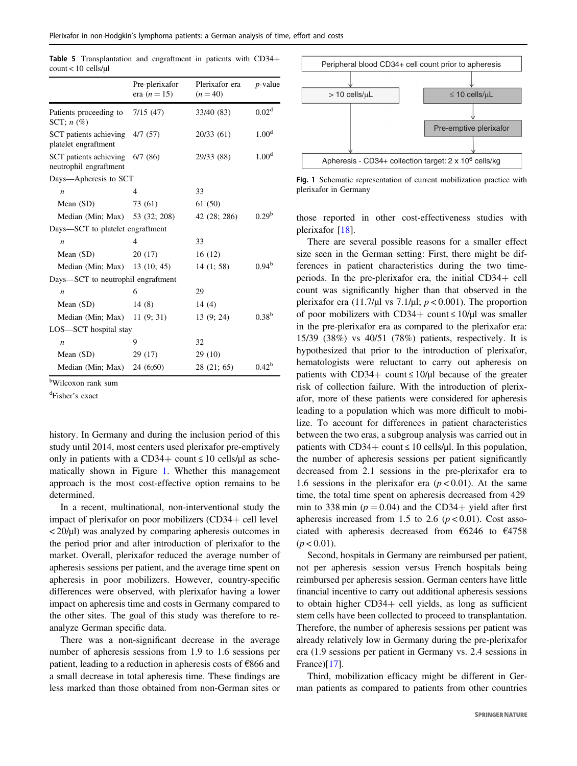**Table 5** Transplantation and engraftment in patients with CD34+ count < 10 cells/µl

| | Pre-plerixafor era ($n = 15$) | Plerixafor era ($n = 40$) | *p*-value |
|---|---|---|---|
| Patients proceeding to SCT; *n* (%) | 7/15 (47) | 33/40 (83) | 0.02[d] |
| SCT patients achieving platelet engraftment | 4/7 (57) | 20/33 (61) | 1.00[d] |
| SCT patients achieving neutrophil engraftment | 6/7 (86) | 29/33 (88) | 1.00[d] |
| Days—Apheresis to SCT | | | |
| *n* | 4 | 33 | |
| Mean (SD) | 73 (61) | 61 (50) | |
| Median (Min; Max) | 53 (32; 208) | 42 (28; 286) | 0.29[b] |
| Days—SCT to platelet engraftment | | | |
| *n* | 4 | 33 | |
| Mean (SD) | 20 (17) | 16 (12) | |
| Median (Min; Max) | 13 (10; 45) | 14 (1; 58) | 0.94[b] |
| Days—SCT to neutrophil engraftment | | | |
| *n* | 6 | 29 | |
| Mean (SD) | 14 (8) | 14 (4) | |
| Median (Min; Max) | 11 (9; 31) | 13 (9; 24) | 0.38[b] |
| LOS—SCT hospital stay | | | |
| *n* | 9 | 32 | |
| Mean (SD) | 29 (17) | 29 (10) | |
| Median (Min; Max) | 24 (6;60) | 28 (21; 65) | 0.42[b] |

[b]Wilcoxon rank sum

[d]Fisher's exact

history. In Germany and during the inclusion period of this study until 2014, most centers used plerixafor pre-emptively only in patients with a CD34+ count ≤ 10 cells/µl as schematically shown in Figure 1. Whether this management approach is the most cost-effective option remains to be determined.

In a recent, multinational, non-interventional study the impact of plerixafor on poor mobilizers (CD34+ cell level < 20/µl) was analyzed by comparing apheresis outcomes in the period prior and after introduction of plerixafor to the market. Overall, plerixafor reduced the average number of apheresis sessions per patient, and the average time spent on apheresis in poor mobilizers. However, country-specific differences were observed, with plerixafor having a lower impact on apheresis time and costs in Germany compared to the other sites. The goal of this study was therefore to re-analyze German specific data.

There was a non-significant decrease in the average number of apheresis sessions from 1.9 to 1.6 sessions per patient, leading to a reduction in apheresis costs of €866 and a small decrease in total apheresis time. These findings are less marked than those obtained from non-German sites or

| Peripheral blood CD34+ cell count prior to apheresis | |
|---|---|
| > 10 cells/µL | ≤ 10 cells/µL |
| | Pre-emptive plerixafor |
| Apheresis - CD34+ collection target: $2 \times 10^6$ cells/kg | |

**Fig. 1** Schematic representation of current mobilization practice with plerixafor in Germany

those reported in other cost-effectiveness studies with plerixafor [18].

There are several possible reasons for a smaller effect size seen in the German setting: First, there might be differences in patient characteristics during the two time-periods. In the pre-plerixafor era, the initial CD34+ cell count was significantly higher than that observed in the plerixafor era (11.7/µl vs 7.1/µl; $p < 0.001$). The proportion of poor mobilizers with CD34+ count ≤ 10/µl was smaller in the pre-plerixafor era as compared to the plerixafor era: 15/39 (38%) vs 40/51 (78%) patients, respectively. It is hypothesized that prior to the introduction of plerixafor, hematologists were reluctant to carry out apheresis on patients with CD34+ count ≤ 10/µl because of the greater risk of collection failure. With the introduction of plerixafor, more of these patients were considered for apheresis leading to a population which was more difficult to mobilize. To account for differences in patient characteristics between the two eras, a subgroup analysis was carried out in patients with CD34+ count ≤ 10 cells/µl. In this population, the number of apheresis sessions per patient significantly decreased from 2.1 sessions in the pre-plerixafor era to 1.6 sessions in the plerixafor era ($p < 0.01$). At the same time, the total time spent on apheresis decreased from 429 min to 338 min ($p = 0.04$) and the CD34+ yield after first apheresis increased from 1.5 to 2.6 ($p < 0.01$). Cost associated with apheresis decreased from €6246 to €4758 ($p < 0.01$).

Second, hospitals in Germany are reimbursed per patient, not per apheresis session versus French hospitals being reimbursed per apheresis session. German centers have little financial incentive to carry out additional apheresis sessions to obtain higher CD34+ cell yields, as long as sufficient stem cells have been collected to proceed to transplantation. Therefore, the number of apheresis sessions per patient was already relatively low in Germany during the pre-plerixafor era (1.9 sessions per patient in Germany vs. 2.4 sessions in France)[17].

Third, mobilization efficacy might be different in German patients as compared to patients from other countries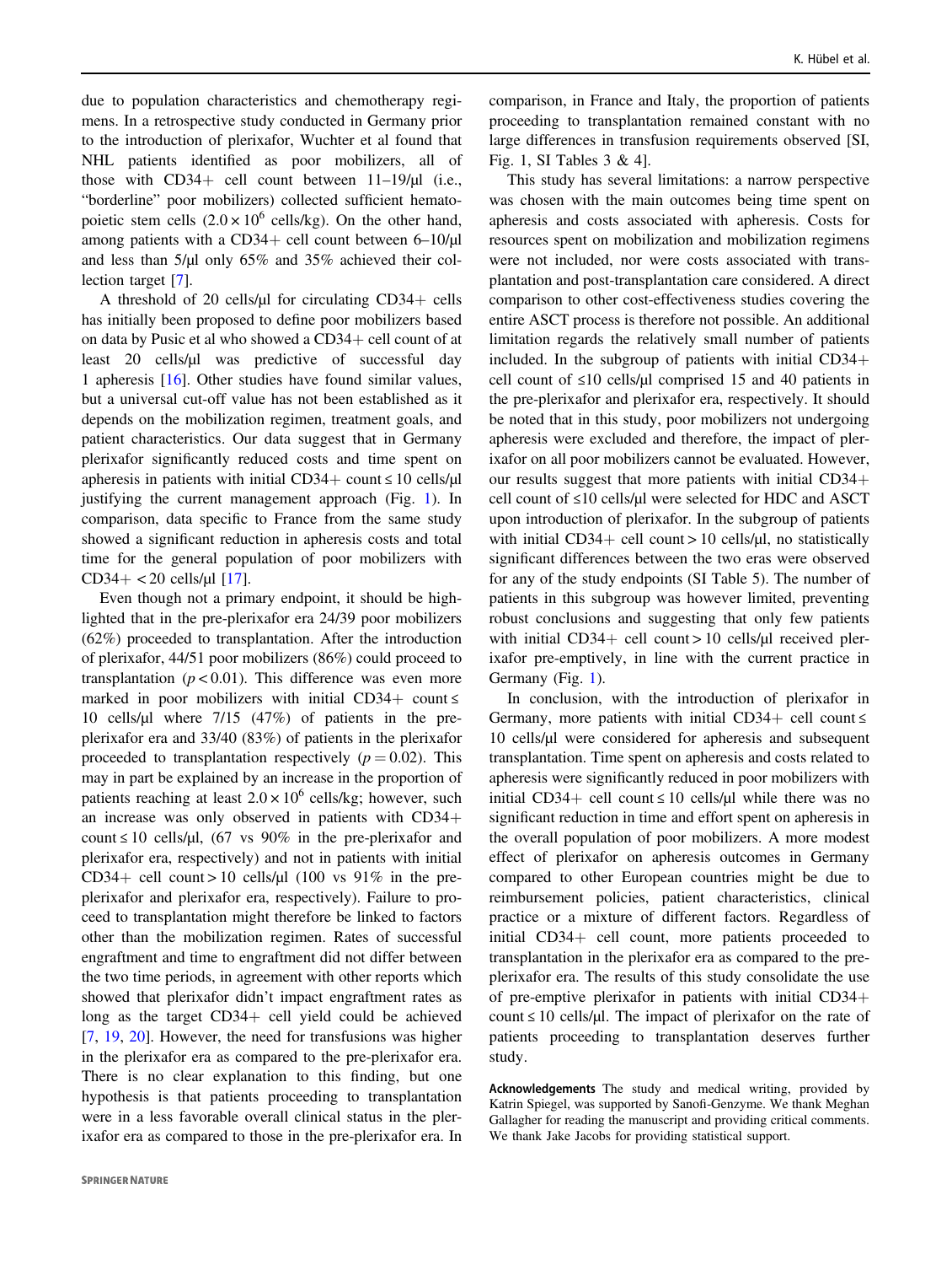due to population characteristics and chemotherapy regimens. In a retrospective study conducted in Germany prior to the introduction of plerixafor, Wuchter et al found that NHL patients identified as poor mobilizers, all of those with CD34+ cell count between 11–19/μl (i.e., "borderline" poor mobilizers) collected sufficient hematopoietic stem cells ($2.0 \times 10^6$ cells/kg). On the other hand, among patients with a CD34+ cell count between 6–10/μl and less than 5/μl only 65% and 35% achieved their collection target [7].

A threshold of 20 cells/μl for circulating CD34+ cells has initially been proposed to define poor mobilizers based on data by Pusic et al who showed a CD34+ cell count of at least 20 cells/μl was predictive of successful day 1 apheresis [16]. Other studies have found similar values, but a universal cut-off value has not been established as it depends on the mobilization regimen, treatment goals, and patient characteristics. Our data suggest that in Germany plerixafor significantly reduced costs and time spent on apheresis in patients with initial CD34+ count ≤ 10 cells/μl justifying the current management approach (Fig. 1). In comparison, data specific to France from the same study showed a significant reduction in apheresis costs and total time for the general population of poor mobilizers with CD34+ < 20 cells/μl [17].

Even though not a primary endpoint, it should be highlighted that in the pre-plerixafor era 24/39 poor mobilizers (62%) proceeded to transplantation. After the introduction of plerixafor, 44/51 poor mobilizers (86%) could proceed to transplantation ($p < 0.01$). This difference was even more marked in poor mobilizers with initial CD34+ count ≤ 10 cells/μl where 7/15 (47%) of patients in the pre-plerixafor era and 33/40 (83%) of patients in the plerixafor proceeded to transplantation respectively ($p = 0.02$). This may in part be explained by an increase in the proportion of patients reaching at least $2.0 \times 10^6$ cells/kg; however, such an increase was only observed in patients with CD34+ count ≤ 10 cells/μl, (67 vs 90% in the pre-plerixafor and plerixafor era, respectively) and not in patients with initial CD34+ cell count > 10 cells/μl (100 vs 91% in the pre-plerixafor and plerixafor era, respectively). Failure to proceed to transplantation might therefore be linked to factors other than the mobilization regimen. Rates of successful engraftment and time to engraftment did not differ between the two time periods, in agreement with other reports which showed that plerixafor didn't impact engraftment rates as long as the target CD34+ cell yield could be achieved [7, 19, 20]. However, the need for transfusions was higher in the plerixafor era as compared to the pre-plerixafor era. There is no clear explanation to this finding, but one hypothesis is that patients proceeding to transplantation were in a less favorable overall clinical status in the plerixafor era as compared to those in the pre-plerixafor era. In comparison, in France and Italy, the proportion of patients proceeding to transplantation remained constant with no large differences in transfusion requirements observed [SI, Fig. 1, SI Tables 3 & 4].

This study has several limitations: a narrow perspective was chosen with the main outcomes being time spent on apheresis and costs associated with apheresis. Costs for resources spent on mobilization and mobilization regimens were not included, nor were costs associated with transplantation and post-transplantation care considered. A direct comparison to other cost-effectiveness studies covering the entire ASCT process is therefore not possible. An additional limitation regards the relatively small number of patients included. In the subgroup of patients with initial CD34+ cell count of ≤10 cells/μl comprised 15 and 40 patients in the pre-plerixafor and plerixafor era, respectively. It should be noted that in this study, poor mobilizers not undergoing apheresis were excluded and therefore, the impact of plerixafor on all poor mobilizers cannot be evaluated. However, our results suggest that more patients with initial CD34+ cell count of ≤10 cells/μl were selected for HDC and ASCT upon introduction of plerixafor. In the subgroup of patients with initial CD34+ cell count > 10 cells/μl, no statistically significant differences between the two eras were observed for any of the study endpoints (SI Table 5). The number of patients in this subgroup was however limited, preventing robust conclusions and suggesting that only few patients with initial CD34+ cell count > 10 cells/μl received plerixafor pre-emptively, in line with the current practice in Germany (Fig. 1).

In conclusion, with the introduction of plerixafor in Germany, more patients with initial CD34+ cell count ≤ 10 cells/μl were considered for apheresis and subsequent transplantation. Time spent on apheresis and costs related to apheresis were significantly reduced in poor mobilizers with initial CD34+ cell count ≤ 10 cells/μl while there was no significant reduction in time and effort spent on apheresis in the overall population of poor mobilizers. A more modest effect of plerixafor on apheresis outcomes in Germany compared to other European countries might be due to reimbursement policies, patient characteristics, clinical practice or a mixture of different factors. Regardless of initial CD34+ cell count, more patients proceeded to transplantation in the plerixafor era as compared to the pre-plerixafor era. The results of this study consolidate the use of pre-emptive plerixafor in patients with initial CD34+ count ≤ 10 cells/μl. The impact of plerixafor on the rate of patients proceeding to transplantation deserves further study.

**Acknowledgements** The study and medical writing, provided by Katrin Spiegel, was supported by Sanofi-Genzyme. We thank Meghan Gallagher for reading the manuscript and providing critical comments. We thank Jake Jacobs for providing statistical support.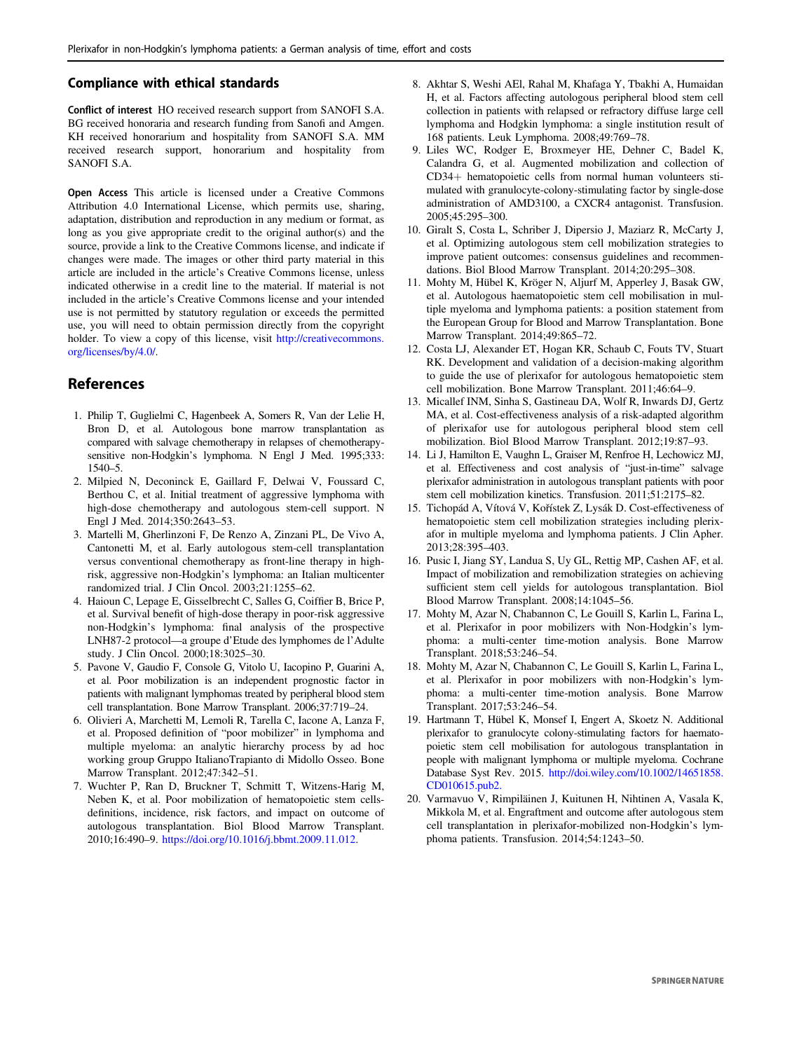## Compliance with ethical standards

**Conflict of interest** HO received research support from SANOFI S.A. BG received honoraria and research funding from Sanofi and Amgen. KH received honorarium and hospitality from SANOFI S.A. MM received research support, honorarium and hospitality from SANOFI S.A.

**Open Access** This article is licensed under a Creative Commons Attribution 4.0 International License, which permits use, sharing, adaptation, distribution and reproduction in any medium or format, as long as you give appropriate credit to the original author(s) and the source, provide a link to the Creative Commons license, and indicate if changes were made. The images or other third party material in this article are included in the article's Creative Commons license, unless indicated otherwise in a credit line to the material. If material is not included in the article's Creative Commons license and your intended use is not permitted by statutory regulation or exceeds the permitted use, you will need to obtain permission directly from the copyright holder. To view a copy of this license, visit http://creativecommons.org/licenses/by/4.0/.

## References

1. Philip T, Guglielmi C, Hagenbeek A, Somers R, Van der Lelie H, Bron D, et al. Autologous bone marrow transplantation as compared with salvage chemotherapy in relapses of chemotherapy-sensitive non-Hodgkin's lymphoma. N Engl J Med. 1995;333:1540–5.
2. Milpied N, Deconinck E, Gaillard F, Delwai V, Foussard C, Berthou C, et al. Initial treatment of aggressive lymphoma with high-dose chemotherapy and autologous stem-cell support. N Engl J Med. 2014;350:2643–53.
3. Martelli M, Gherlinzoni F, De Renzo A, Zinzani PL, De Vivo A, Cantonetti M, et al. Early autologous stem-cell transplantation versus conventional chemotherapy as front-line therapy in high-risk, aggressive non-Hodgkin's lymphoma: an Italian multicenter randomized trial. J Clin Oncol. 2003;21:1255–62.
4. Haioun C, Lepage E, Gisselbrecht C, Salles G, Coiffier B, Brice P, et al. Survival benefit of high-dose therapy in poor-risk aggressive non-Hodgkin's lymphoma: final analysis of the prospective LNH87-2 protocol—a groupe d'Etude des lymphomes de l'Adulte study. J Clin Oncol. 2000;18:3025–30.
5. Pavone V, Gaudio F, Console G, Vitolo U, Iacopino P, Guarini A, et al. Poor mobilization is an independent prognostic factor in patients with malignant lymphomas treated by peripheral blood stem cell transplantation. Bone Marrow Transplant. 2006;37:719–24.
6. Olivieri A, Marchetti M, Lemoli R, Tarella C, Iacone A, Lanza F, et al. Proposed definition of "poor mobilizer" in lymphoma and multiple myeloma: an analytic hierarchy process by ad hoc working group Gruppo ItalianoTrapianto di Midollo Osseo. Bone Marrow Transplant. 2012;47:342–51.
7. Wuchter P, Ran D, Bruckner T, Schmitt T, Witzens-Harig M, Neben K, et al. Poor mobilization of hematopoietic stem cells-definitions, incidence, risk factors, and impact on outcome of autologous transplantation. Biol Blood Marrow Transplant. 2010;16:490–9. https://doi.org/10.1016/j.bbmt.2009.11.012.
8. Akhtar S, Weshi AEl, Rahal M, Khafaga Y, Tbakhi A, Humaidan H, et al. Factors affecting autologous peripheral blood stem cell collection in patients with relapsed or refractory diffuse large cell lymphoma and Hodgkin lymphoma: a single institution result of 168 patients. Leuk Lymphoma. 2008;49:769–78.
9. Liles WC, Rodger E, Broxmeyer HE, Dehner C, Badel K, Calandra G, et al. Augmented mobilization and collection of CD34+ hematopoietic cells from normal human volunteers stimulated with granulocyte-colony-stimulating factor by single-dose administration of AMD3100, a CXCR4 antagonist. Transfusion. 2005;45:295–300.
10. Giralt S, Costa L, Schriber J, Dipersio J, Maziarz R, McCarty J, et al. Optimizing autologous stem cell mobilization strategies to improve patient outcomes: consensus guidelines and recommendations. Biol Blood Marrow Transplant. 2014;20:295–308.
11. Mohty M, Hübel K, Kröger N, Aljurf M, Apperley J, Basak GW, et al. Autologous haematopoietic stem cell mobilisation in multiple myeloma and lymphoma patients: a position statement from the European Group for Blood and Marrow Transplantation. Bone Marrow Transplant. 2014;49:865–72.
12. Costa LJ, Alexander ET, Hogan KR, Schaub C, Fouts TV, Stuart RK. Development and validation of a decision-making algorithm to guide the use of plerixafor for autologous hematopoietic stem cell mobilization. Bone Marrow Transplant. 2011;46:64–9.
13. Micallef INM, Sinha S, Gastineau DA, Wolf R, Inwards DJ, Gertz MA, et al. Cost-effectiveness analysis of a risk-adapted algorithm of plerixafor use for autologous peripheral blood stem cell mobilization. Biol Blood Marrow Transplant. 2012;19:87–93.
14. Li J, Hamilton E, Vaughn L, Graiser M, Renfroe H, Lechowicz MJ, et al. Effectiveness and cost analysis of "just-in-time" salvage plerixafor administration in autologous transplant patients with poor stem cell mobilization kinetics. Transfusion. 2011;51:2175–82.
15. Tichopád A, Vítová V, Kořístek Z, Lysák D. Cost-effectiveness of hematopoietic stem cell mobilization strategies including plerixafor in multiple myeloma and lymphoma patients. J Clin Apher. 2013;28:395–403.
16. Pusic I, Jiang SY, Landua S, Uy GL, Rettig MP, Cashen AF, et al. Impact of mobilization and remobilization strategies on achieving sufficient stem cell yields for autologous transplantation. Biol Blood Marrow Transplant. 2008;14:1045–56.
17. Mohty M, Azar N, Chabannon C, Le Gouill S, Karlin L, Farina L, et al. Plerixafor in poor mobilizers with Non-Hodgkin's lymphoma: a multi-center time-motion analysis. Bone Marrow Transplant. 2018;53:246–54.
18. Mohty M, Azar N, Chabannon C, Le Gouill S, Karlin L, Farina L, et al. Plerixafor in poor mobilizers with non-Hodgkin's lymphoma: a multi-center time-motion analysis. Bone Marrow Transplant. 2017;53:246–54.
19. Hartmann T, Hübel K, Monsef I, Engert A, Skoetz N. Additional plerixafor to granulocyte colony-stimulating factors for haematopoietic stem cell mobilisation for autologous transplantation in people with malignant lymphoma or multiple myeloma. Cochrane Database Syst Rev. 2015. http://doi.wiley.com/10.1002/14651858.CD010615.pub2.
20. Varmavuo V, Rimpiläinen J, Kuitunen H, Nihtinen A, Vasala K, Mikkola M, et al. Engraftment and outcome after autologous stem cell transplantation in plerixafor-mobilized non-Hodgkin's lymphoma patients. Transfusion. 2014;54:1243–50.